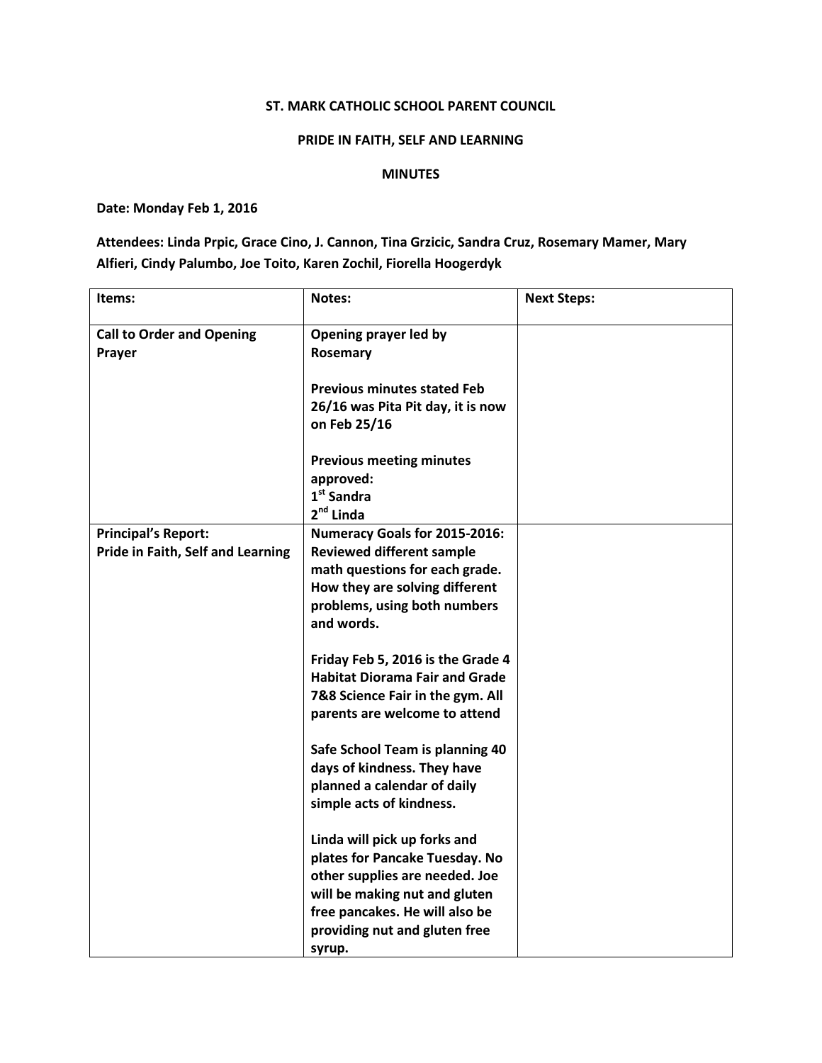**ST. MARK CATHOLIC SCHOOL PARENT COUNCIL**

**PRIDE IN FAITH, SELF AND LEARNING**

**MINUTES**

**Date: Monday Feb 1, 2016**

**Attendees: Linda Prpic, Grace Cino, J. Cannon, Tina Grzicic, Sandra Cruz, Rosemary Mamer, Mary Alfieri, Cindy Palumbo, Joe Toito, Karen Zochil, Fiorella Hoogerdyk**

| Items: | Notes: | Next Steps: |
| --- | --- | --- |
| **Call to Order and Opening Prayer** | **Opening prayer led by Rosemary**<br><br>**Previous minutes stated Feb 26/16 was Pita Pit day, it is now on Feb 25/16**<br><br>**Previous meeting minutes approved:**<br>**1st Sandra**<br>**2nd Linda** | |
| **Principal's Report: Pride in Faith, Self and Learning** | **Numeracy Goals for 2015-2016: Reviewed different sample math questions for each grade. How they are solving different problems, using both numbers and words.**<br><br>**Friday Feb 5, 2016 is the Grade 4 Habitat Diorama Fair and Grade 7&8 Science Fair in the gym. All parents are welcome to attend**<br><br>**Safe School Team is planning 40 days of kindness. They have planned a calendar of daily simple acts of kindness.**<br><br>**Linda will pick up forks and plates for Pancake Tuesday. No other supplies are needed. Joe will be making nut and gluten free pancakes. He will also be providing nut and gluten free syrup.** | |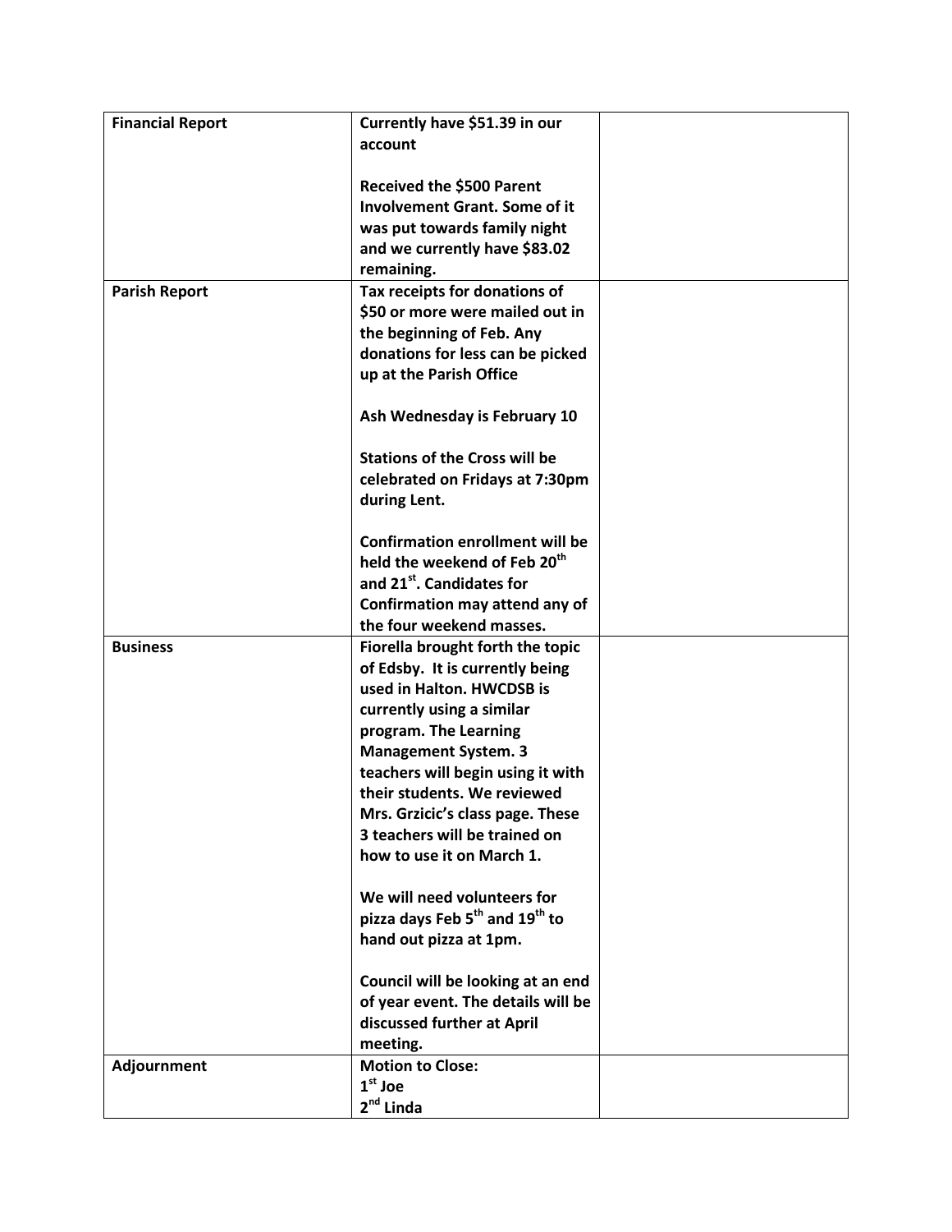| Financial Report | Currently have $51.39 in our account<br><br>Received the $500 Parent Involvement Grant. Some of it was put towards family night and we currently have $83.02 remaining. | |
|---|---|---|
| Parish Report | Tax receipts for donations of $50 or more were mailed out in the beginning of Feb. Any donations for less can be picked up at the Parish Office<br><br>Ash Wednesday is February 10<br><br>Stations of the Cross will be celebrated on Fridays at 7:30pm during Lent.<br><br>Confirmation enrollment will be held the weekend of Feb 20th and 21st. Candidates for Confirmation may attend any of the four weekend masses. | |
| Business | Fiorella brought forth the topic of Edsby. It is currently being used in Halton. HWCDSB is currently using a similar program. The Learning Management System. 3 teachers will begin using it with their students. We reviewed Mrs. Grzicic's class page. These 3 teachers will be trained on how to use it on March 1.<br><br>We will need volunteers for pizza days Feb 5th and 19th to hand out pizza at 1pm.<br><br>Council will be looking at an end of year event. The details will be discussed further at April meeting. | |
| Adjournment | Motion to Close:<br>1st Joe<br>2nd Linda | |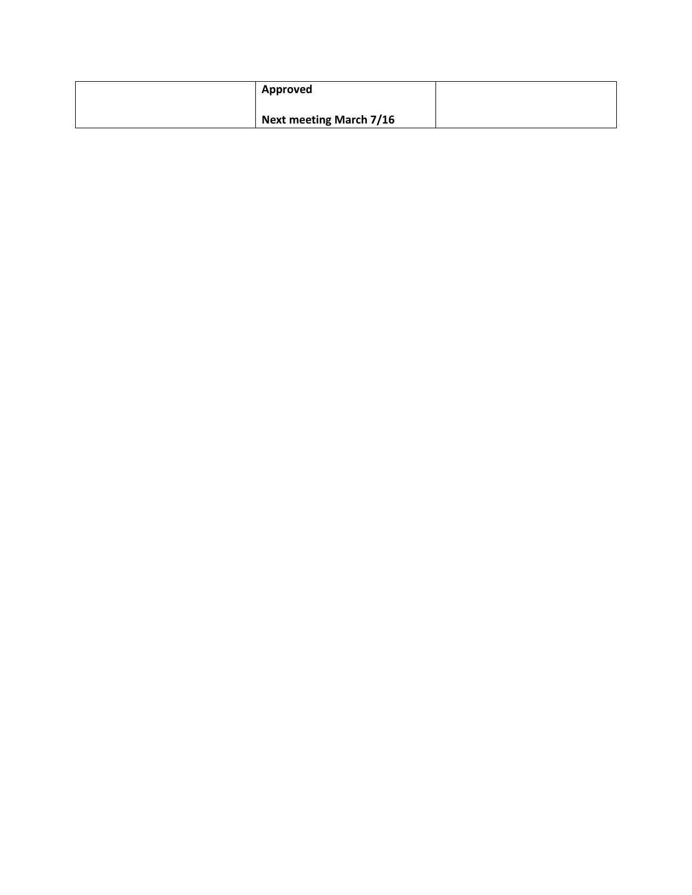| | | |
|---|---|---|
| | **Approved**<br><br>**Next meeting March 7/16** | |